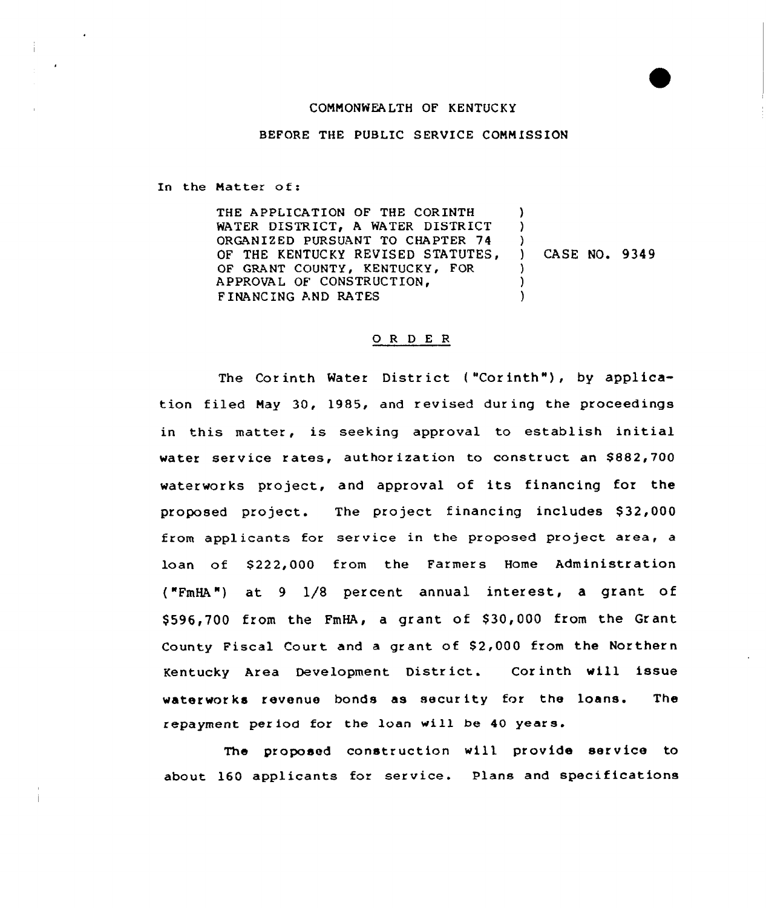COMMONWEALTH OF KENTUCKY

BEFORE THE PUBLIC SERVICE COMMISSION

In the Matter of:

| | | |
|---|---|---|
| THE APPLICATION OF THE CORINTH WATER DISTRICT, A WATER DISTRICT ORGANIZED PURSUANT TO CHAPTER 74 OF THE KENTUCKY REVISED STATUTES, OF GRANT COUNTY, KENTUCKY, FOR APPROVAL OF CONSTRUCTION, FINANCING AND RATES | ) | CASE NO. 9349 |

## O R D E R

The Corinth Water District ("Corinth"), by application filed May 30, 1985, and revised during the proceedings in this matter, is seeking approval to establish initial water service rates, authorization to construct an $882,700 waterworks project, and approval of its financing for the proposed project. The project financing includes $32,000 from applicants for service in the proposed project area, a loan of $222,000 from the Farmers Home Administration ("FmHA") at 9 1/8 percent annual interest, a grant of $596,700 from the FmHA, a grant of $30,000 from the Grant County Fiscal Court and a grant of $2,000 from the Northern Kentucky Area Development District. Corinth will issue waterworks revenue bonds as security for the loans. The repayment period for the loan will be 40 years.

The proposed construction will provide service to about 160 applicants for service. Plans and specifications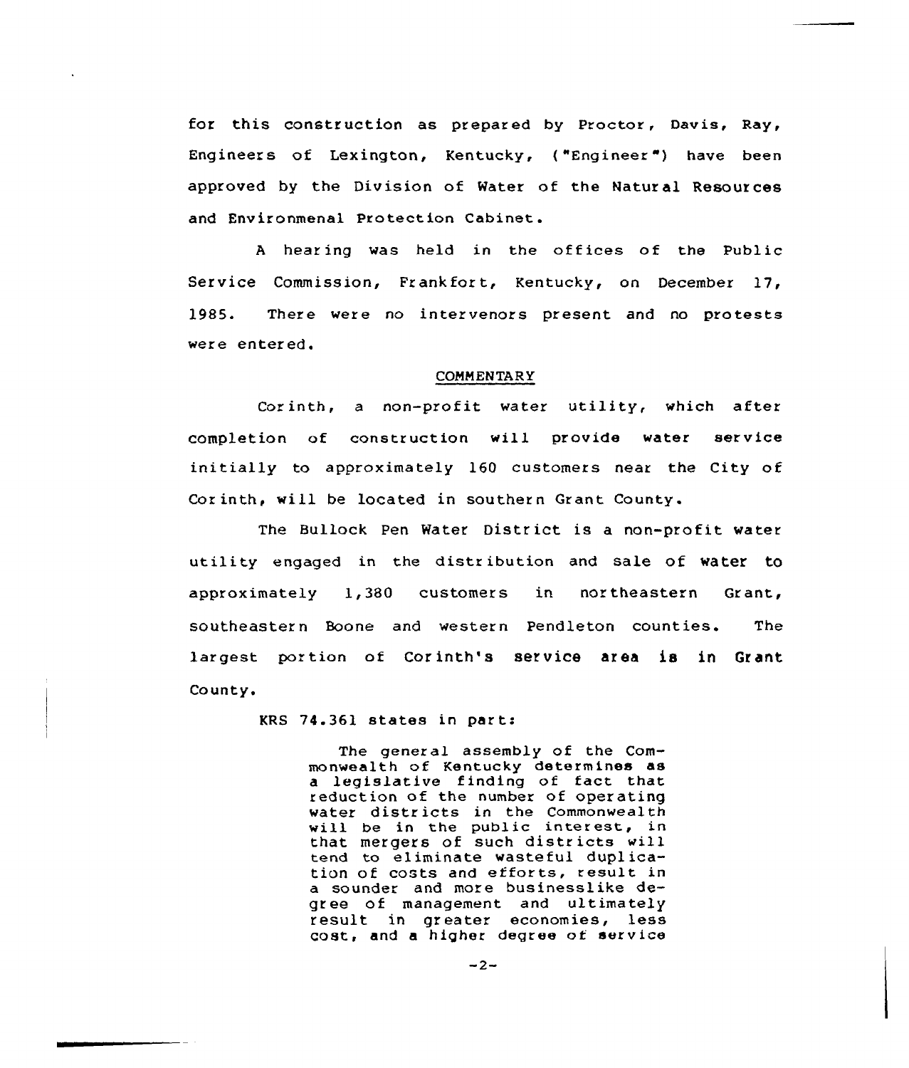for this construction as prepared by Proctor, Davis, Ray, Engineers of Lexington, Kentucky, ("Engineer") have been approved by the Division of Water of the Natural Resources and Environmenal Protection Cabinet.

A hearing was held in the offices of the Public Service Commission, Frankfort, Kentucky, on December 17, 1985. There were no intervenors present and no protests were entered.

## COMMENTARY

Corinth, a non-profit water utility, which after completion of construction will provide water service initially to approximately 160 customers near the City of Corinth, will be located in southern Grant County.

The Bullock Pen Water District is a non-profit water utility engaged in the distribution and sale of water to approximately 1,380 customers in northeastern Grant, southeastern Boone and western Pendleton counties. The largest portion of Corinth's service area is in Grant County.

KRS 74.361 states in part:

> The general assembly of the Commonwealth of Kentucky determines as a legislative finding of fact that reduction of the number of operating water districts in the Commonwealth will be in the public interest, in that mergers of such districts will tend to eliminate wasteful duplication of costs and efforts, result in a sounder and more businesslike degree of management and ultimately result in greater economies, less cost, and a higher degree of service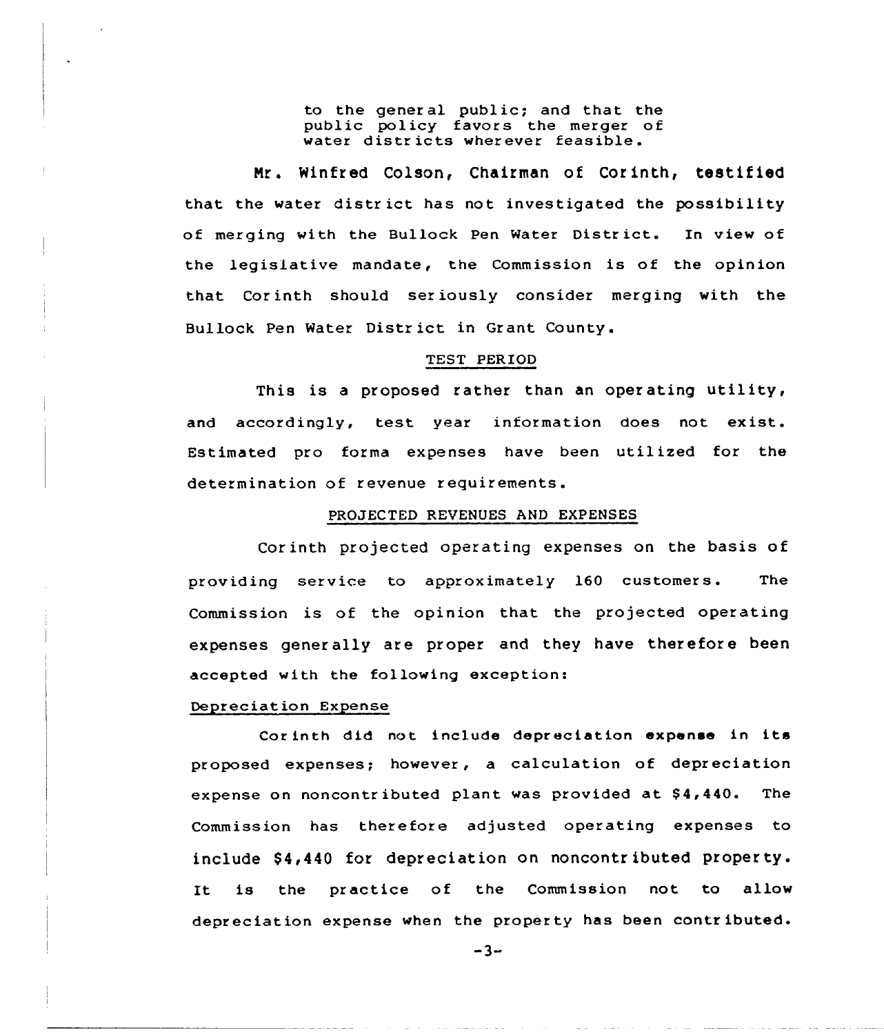to the general public; and that the public policy favors the merger of water districts wherever feasible.

Mr. Winfred Colson, Chairman of Corinth, testified that the water district has not investigated the possibility of merging with the Bullock Pen Water District. In view of the legislative mandate, the Commission is of the opinion that Corinth should seriously consider merging with the Bullock Pen Water District in Grant County.

## TEST PERIOD

This is a proposed rather than an operating utility, and accordingly, test year information does not exist. Estimated pro forma expenses have been utilized for the determination of revenue requirements.

## PROJECTED REVENUES AND EXPENSES

Corinth projected operating expenses on the basis of providing service to approximately 160 customers. The Commission is of the opinion that the projected operating expenses generally are proper and they have therefore been accepted with the following exception:

### Depreciation Expense

Corinth did not include depreciation expense in its proposed expenses; however, a calculation of depreciation expense on noncontributed plant was provided at $4,440. The Commission has therefore adjusted operating expenses to include $4,440 for depreciation on noncontributed property. It is the practice of the Commission not to allow depreciation expense when the property has been contributed.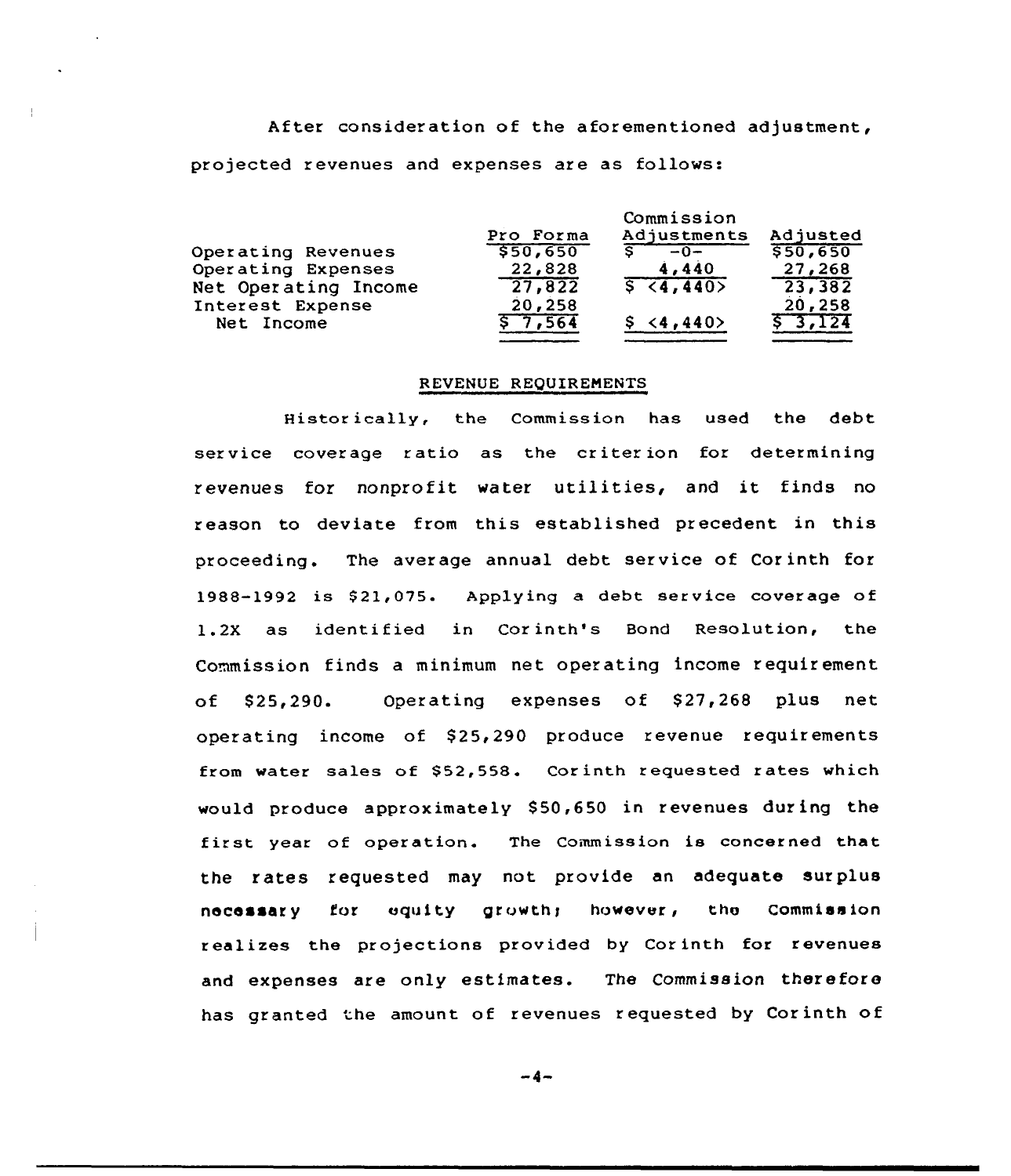After consideration of the aforementioned adjustment, projected revenues and expenses are as follows:

| | Pro Forma | Commission Adjustments | Adjusted |
|---|---|---|---|
| Operating Revenues | $50,650 | $ -0- | $50,650 |
| Operating Expenses | 22,828 | 4,440 | 27,268 |
| Net Operating Income | 27,822 | $ <4,440> | 23,382 |
| Interest Expense | 20,258 | | 20,258 |
| Net Income | $ 7,564 | $ <4,440> | $ 3,124 |

## REVENUE REQUIREMENTS

Historically, the Commission has used the debt service coverage ratio as the criterion for determining revenues for nonprofit water utilities, and it finds no reason to deviate from this established precedent in this proceeding. The average annual debt service of Corinth for 1988-1992 is $21,075. Applying a debt service coverage of 1.2X as identified in Corinth's Bond Resolution, the Commission finds a minimum net operating income requirement of $25,290. Operating expenses of $27,268 plus net operating income of $25,290 produce revenue requirements from water sales of $52,558. Corinth requested rates which would produce approximately $50,650 in revenues during the first year of operation. The Commission is concerned that the rates requested may not provide an adequate surplus necessary for equity growth; however, the Commission realizes the projections provided by Corinth for revenues and expenses are only estimates. The Commission therefore has granted the amount of revenues requested by Corinth of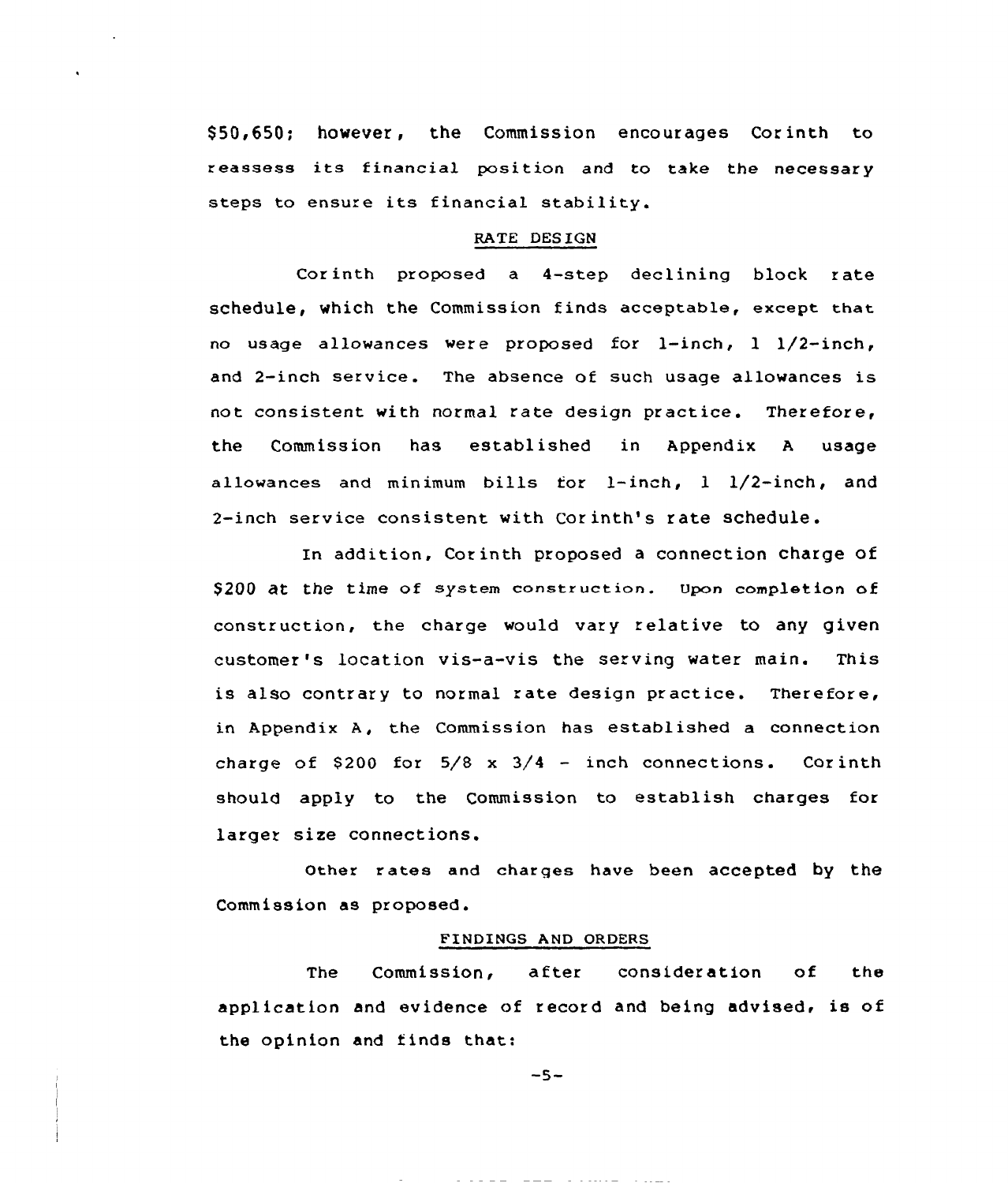$50,650; however, the Commission encourages Corinth to reassess its financial position and to take the necessary steps to ensure its financial stability.

## RATE DESIGN

Corinth proposed a 4-step declining block rate schedule, which the Commission finds acceptable, except that no usage allowances were proposed for 1-inch, 1 1/2-inch, and 2-inch service. The absence of such usage allowances is not consistent with normal rate design practice. Therefore, the Commission has established in Appendix A usage allowances and minimum bills for 1-inch, 1 1/2-inch, and 2-inch service consistent with Corinth's rate schedule.

In addition, Corinth proposed a connection charge of $200 at the time of system construction. Upon completion of construction, the charge would vary relative to any given customer's location vis-a-vis the serving water main. This is also contrary to normal rate design practice. Therefore, in Appendix A, the Commission has established a connection charge of $200 for 5/8 x 3/4 - inch connections. Corinth should apply to the Commission to establish charges for larger size connections.

Other rates and charges have been accepted by the Commission as proposed.

## FINDINGS AND ORDERS

The Commission, after consideration of the application and evidence of record and being advised, is of the opinion and finds that: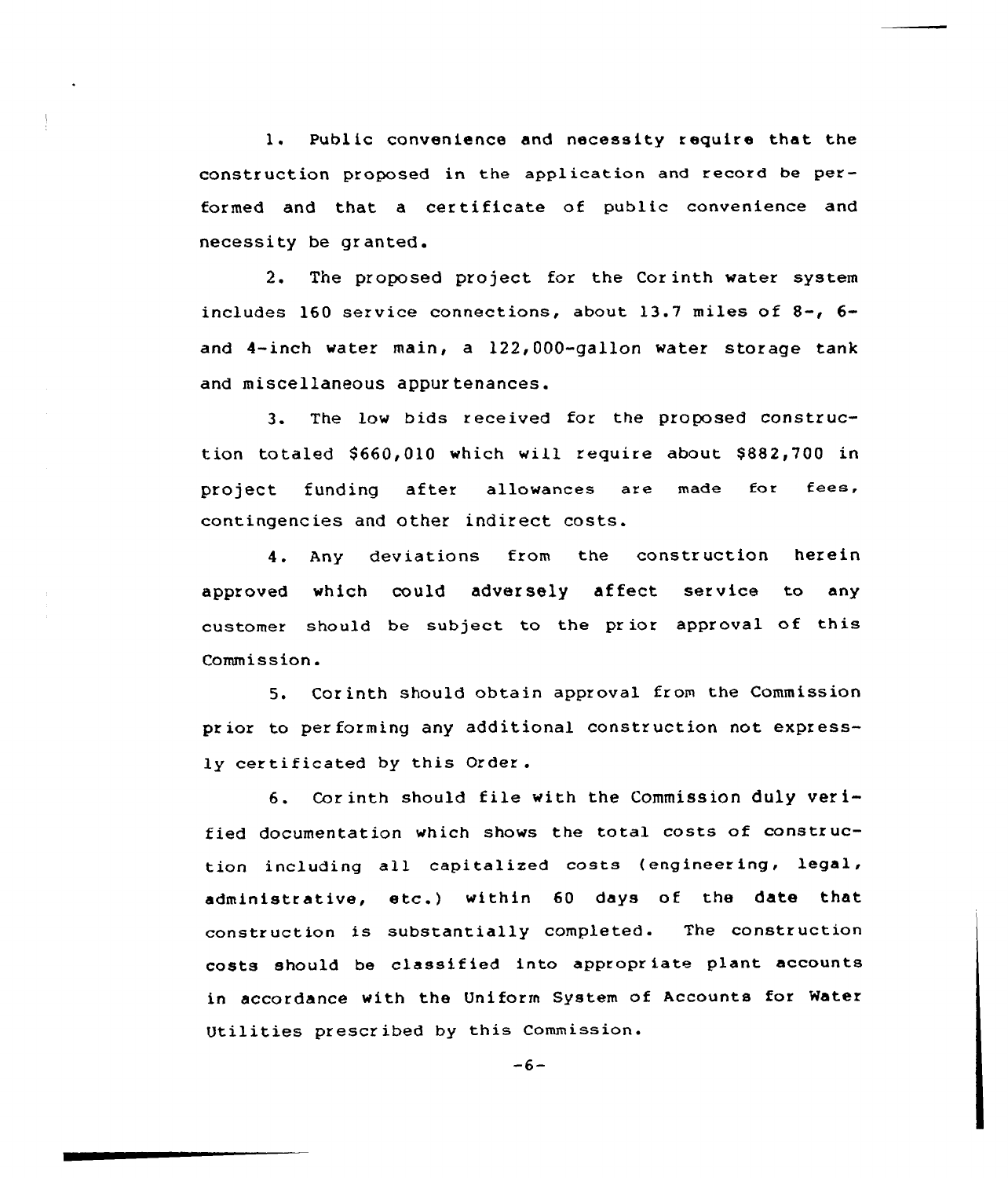1. Public convenience and necessity require that the construction proposed in the application and record be performed and that a certificate of public convenience and necessity be granted.

2. The proposed project for the Corinth water system includes 160 service connections, about 13.7 miles of 8-, 6- and 4-inch water main, a 122,000-gallon water storage tank and miscellaneous appurtenances.

3. The low bids received for the proposed construction totaled $660,010 which will require about $882,700 in project funding after allowances are made for fees, contingencies and other indirect costs.

4. Any deviations from the construction herein approved which could adversely affect service to any customer should be subject to the prior approval of this Commission.

5. Corinth should obtain approval from the Commission prior to performing any additional construction not expressly certificated by this Order.

6. Corinth should file with the Commission duly verified documentation which shows the total costs of construction including all capitalized costs (engineering, legal, administrative, etc.) within 60 days of the date that construction is substantially completed. The construction costs should be classified into appropriate plant accounts in accordance with the Uniform System of Accounts for Water Utilities prescribed by this Commission.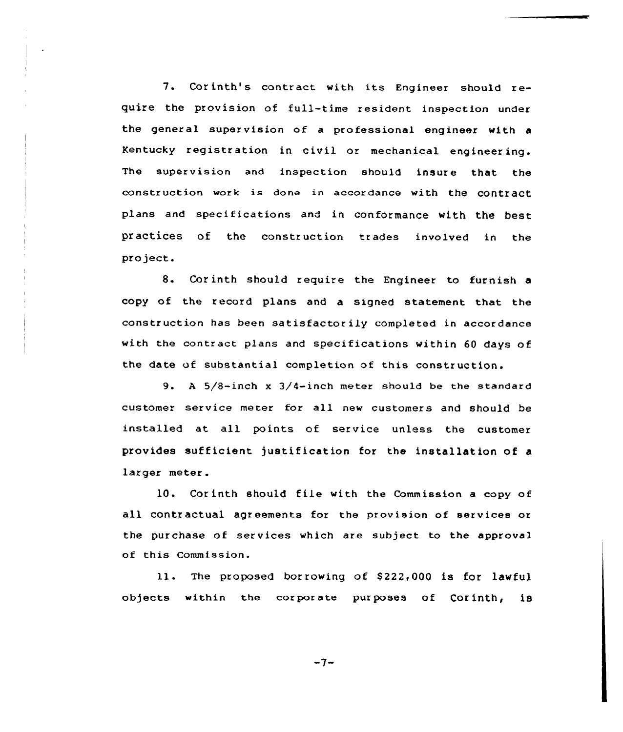7. Corinth's contract with its Engineer should require the provision of full-time resident inspection under the general supervision of a professional engineer with a Kentucky registration in civil or mechanical engineering. The supervision and inspection should insure that the construction work is done in accordance with the contract plans and specifications and in conformance with the best practices of the construction trades involved in the project.

8. Corinth should require the Engineer to furnish a copy of the record plans and a signed statement that the construction has been satisfactorily completed in accordance with the contract plans and specifications within 60 days of the date of substantial completion of this construction.

9. A 5/8-inch x 3/4-inch meter should be the standard customer service meter for all new customers and should be installed at all points of service unless the customer provides sufficient justification for the installation of a larger meter.

10. Corinth should file with the Commission a copy of all contractual agreements for the provision of services or the purchase of services which are subject to the approval of this Commission.

11. The proposed borrowing of $222,000 is for lawful objects within the corporate purposes of Corinth, is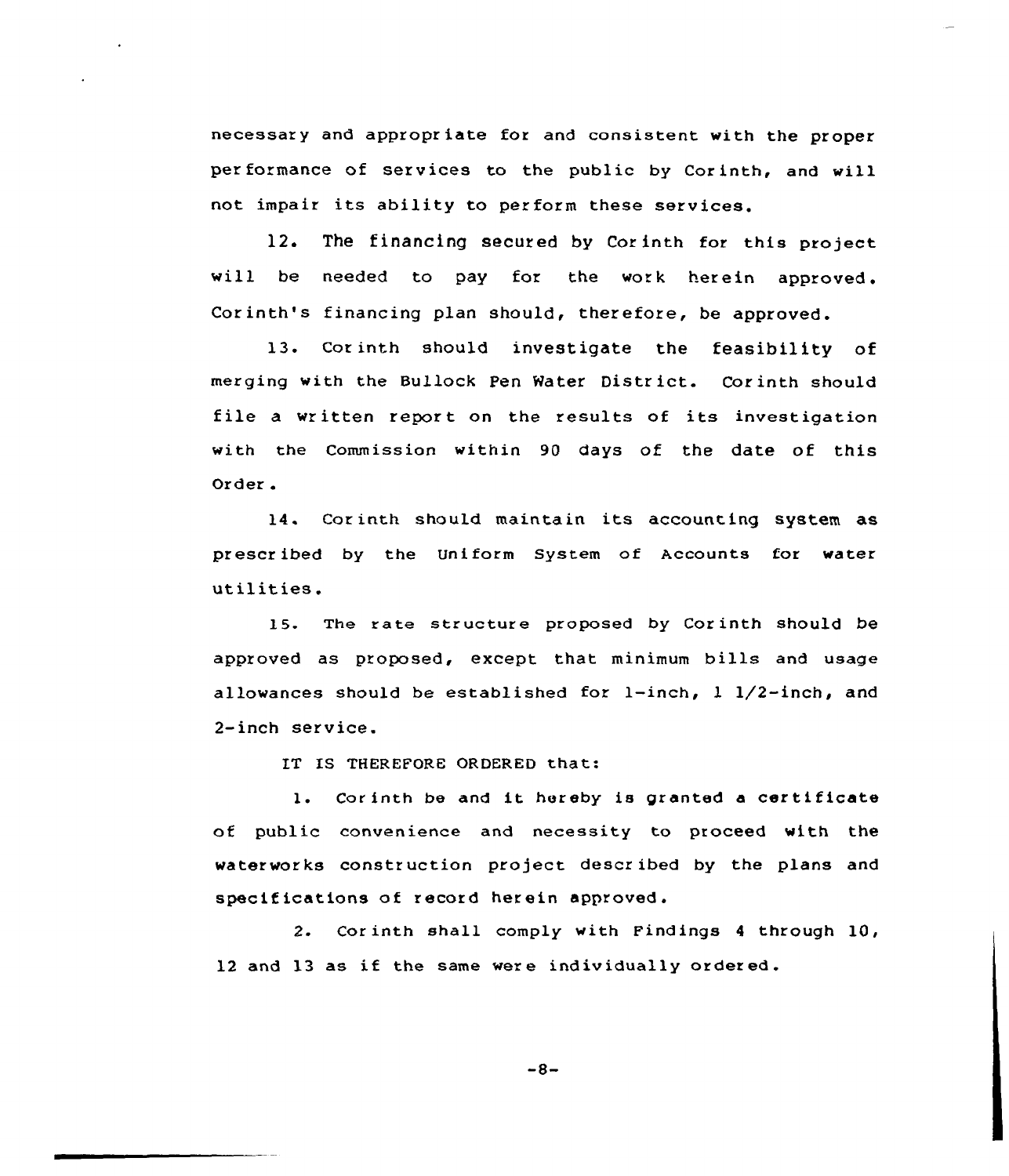necessary and appropriate for and consistent with the proper performance of services to the public by Corinth, and will not impair its ability to perform these services.

12. The financing secured by Corinth for this project will be needed to pay for the work herein approved. Corinth's financing plan should, therefore, be approved.

13. Corinth should investigate the feasibility of merging with the Bullock Pen Water District. Corinth should file a written report on the results of its investigation with the Commission within 90 days of the date of this Order.

14. Corinth should maintain its accounting system as prescribed by the Uniform System of Accounts for water utilities.

15. The rate structure proposed by Corinth should be approved as proposed, except that minimum bills and usage allowances should be established for 1-inch, 1 1/2-inch, and 2-inch service.

IT IS THEREFORE ORDERED that:

1. Corinth be and it hereby is granted a certificate of public convenience and necessity to proceed with the waterworks construction project described by the plans and specifications of record herein approved.

2. Corinth shall comply with Findings 4 through 10, 12 and 13 as if the same were individually ordered.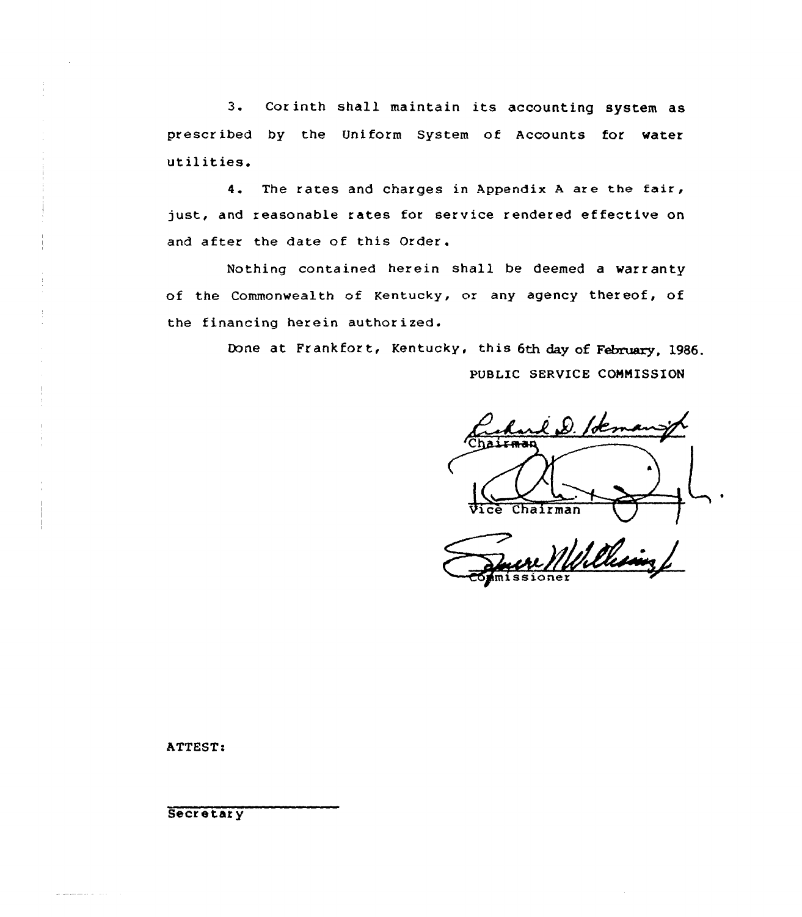3. Corinth shall maintain its accounting system as prescribed by the Uniform System of Accounts for water utilities.

4. The rates and charges in Appendix A are the fair, just, and reasonable rates for service rendered effective on and after the date of this Order.

Nothing contained herein shall be deemed a warranty of the Commonwealth of Kentucky, or any agency thereof, of the financing herein authorized.

Done at Frankfort, Kentucky, this 6th day of February, 1986.

PUBLIC SERVICE COMMISSION

Chairman

Vice Chairman

Commissioner

ATTEST:

Secretary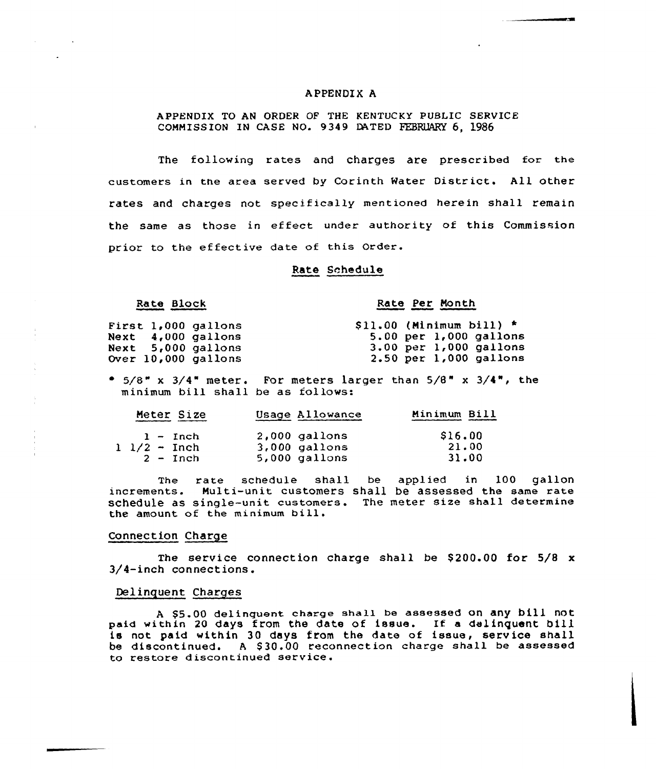# APPENDIX A

APPENDIX TO AN ORDER OF THE KENTUCKY PUBLIC SERVICE COMMISSION IN CASE NO. 9349 DATED FEBRUARY 6, 1986

The following rates and charges are prescribed for the customers in the area served by Corinth Water District. All other rates and charges not specifically mentioned herein shall remain the same as those in effect under authority of this Commission prior to the effective date of this Order.

## Rate Schedule

| Rate Block | Rate Per Month |
|---|---|
| First 1,000 gallons | $11.00 (Minimum bill) * |
| Next 4,000 gallons | 5.00 per 1,000 gallons |
| Next 5,000 gallons | 3.00 per 1,000 gallons |
| Over 10,000 gallons | 2.50 per 1,000 gallons |

* 5/8" x 3/4" meter. For meters larger than 5/8" x 3/4", the minimum bill shall be as follows:

| Meter Size | Usage Allowance | Minimum Bill |
|---|---|---|
| 1 - Inch | 2,000 gallons | $16.00 |
| 1 1/2 - Inch | 3,000 gallons | 21.00 |
| 2 - Inch | 5,000 gallons | 31.00 |

The rate schedule shall be applied in 100 gallon increments. Multi-unit customers shall be assessed the same rate schedule as single-unit customers. The meter size shall determine the amount of the minimum bill.

## Connection Charge

The service connection charge shall be $200.00 for 5/8 x 3/4-inch connections.

## Delinquent Charges

A $5.00 delinquent charge shall be assessed on any bill not paid within 20 days from the date of issue. If a delinquent bill is not paid within 30 days from the date of issue, service shall be discontinued. A $30.00 reconnection charge shall be assessed to restore discontinued service.